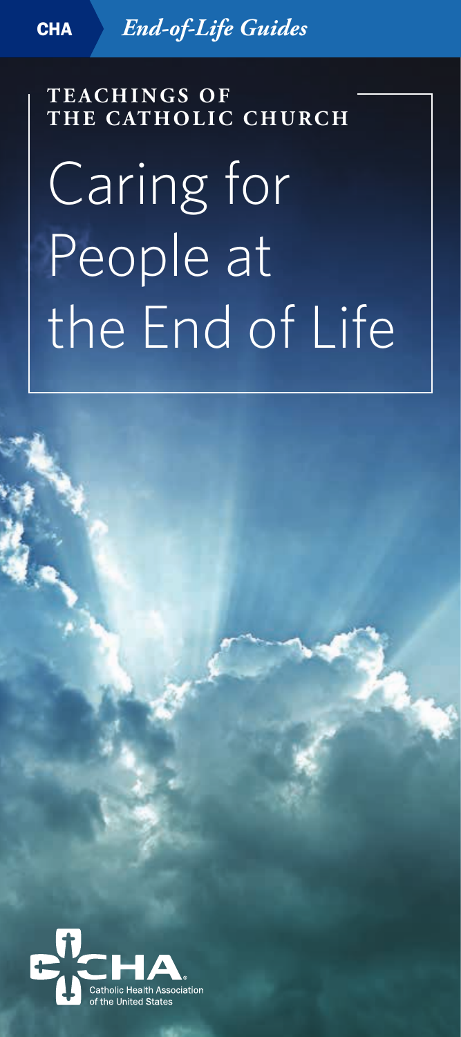**CHA** *End-of-Life Guides*

**TEACHINGS OF THE CATHOLIC CHURCH**

# Caring for People at the End of Life

Catholic Health Association of the United States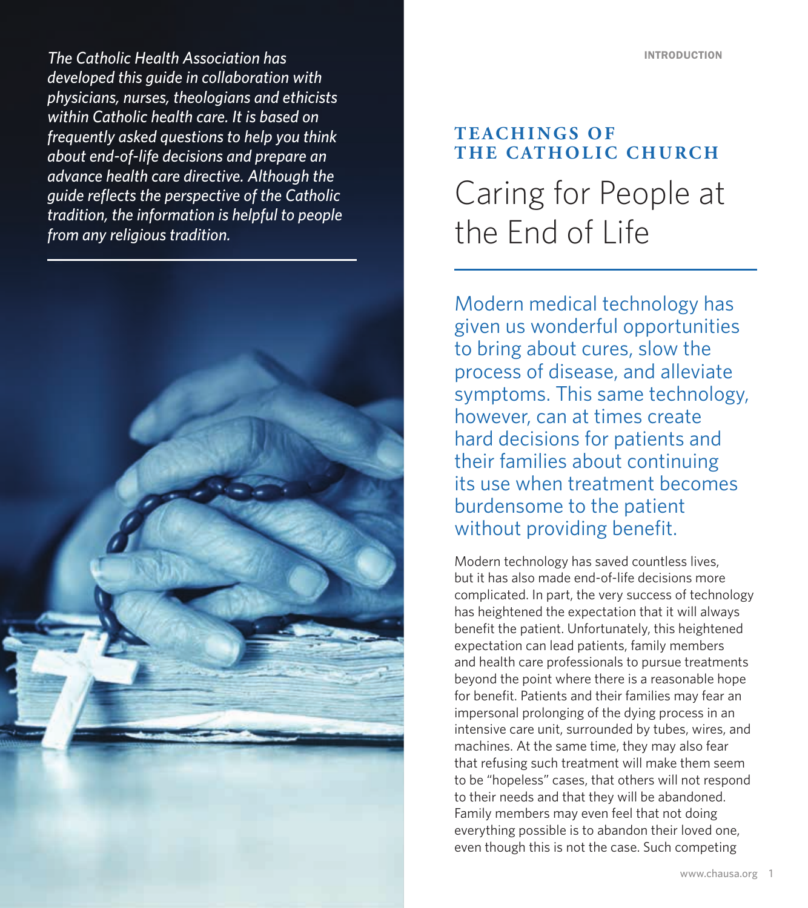*The Catholic Health Association has developed this guide in collaboration with physicians, nurses, theologians and ethicists within Catholic health care. It is based on frequently asked questions to help you think about end-of-life decisions and prepare an advance health care directive. Although the guide reflects the perspective of the Catholic tradition, the information is helpful to people from any religious tradition.*

INTRODUCTION

## TEACHINGS OF THE CATHOLIC CHURCH

# Caring for People at the End of Life

Modern medical technology has given us wonderful opportunities to bring about cures, slow the process of disease, and alleviate symptoms. This same technology, however, can at times create hard decisions for patients and their families about continuing its use when treatment becomes burdensome to the patient without providing benefit.

Modern technology has saved countless lives, but it has also made end-of-life decisions more complicated. In part, the very success of technology has heightened the expectation that it will always benefit the patient. Unfortunately, this heightened expectation can lead patients, family members and health care professionals to pursue treatments beyond the point where there is a reasonable hope for benefit. Patients and their families may fear an impersonal prolonging of the dying process in an intensive care unit, surrounded by tubes, wires, and machines. At the same time, they may also fear that refusing such treatment will make them seem to be "hopeless" cases, that others will not respond to their needs and that they will be abandoned. Family members may even feel that not doing everything possible is to abandon their loved one, even though this is not the case. Such competing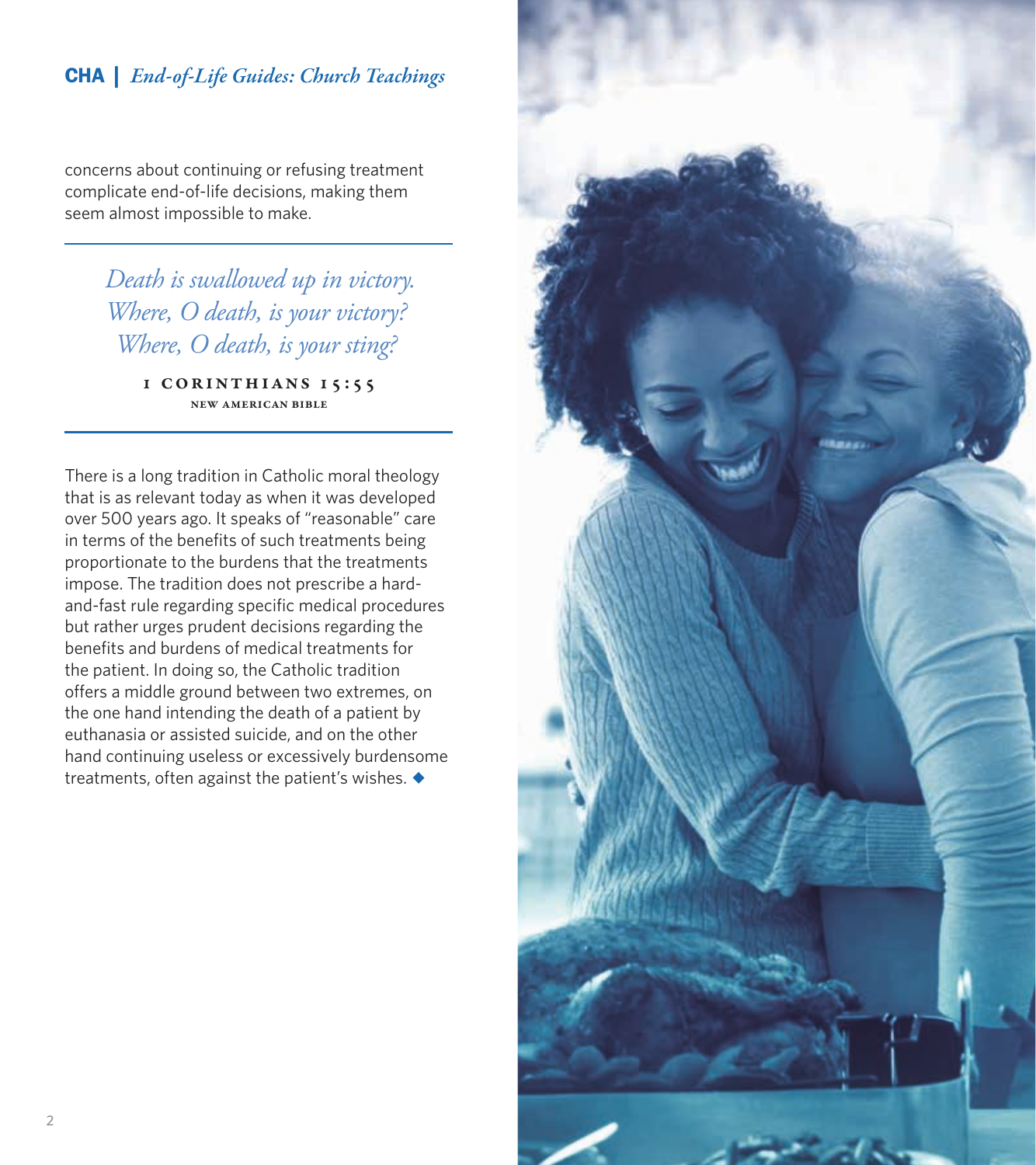concerns about continuing or refusing treatment complicate end-of-life decisions, making them seem almost impossible to make.

> *Death is swallowed up in victory.*
> *Where, O death, is your victory?*
> *Where, O death, is your sting?*
>
> **1 CORINTHIANS 15:55**
> NEW AMERICAN BIBLE

There is a long tradition in Catholic moral theology that is as relevant today as when it was developed over 500 years ago. It speaks of "reasonable" care in terms of the benefits of such treatments being proportionate to the burdens that the treatments impose. The tradition does not prescribe a hard-and-fast rule regarding specific medical procedures but rather urges prudent decisions regarding the benefits and burdens of medical treatments for the patient. In doing so, the Catholic tradition offers a middle ground between two extremes, on the one hand intending the death of a patient by euthanasia or assisted suicide, and on the other hand continuing useless or excessively burdensome treatments, often against the patient's wishes. ◆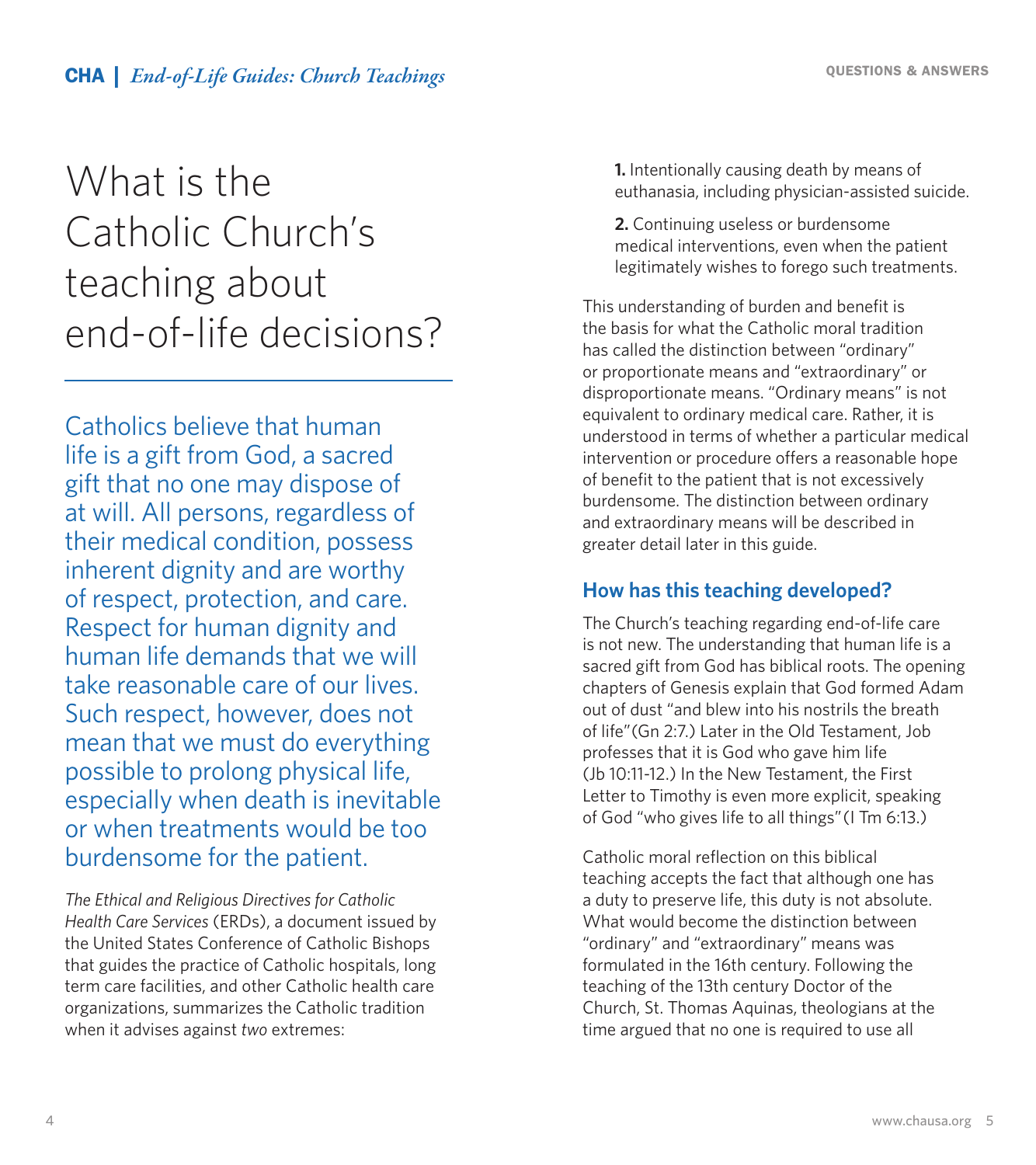# What is the Catholic Church's teaching about end-of-life decisions?

Catholics believe that human life is a gift from God, a sacred gift that no one may dispose of at will. All persons, regardless of their medical condition, possess inherent dignity and are worthy of respect, protection, and care. Respect for human dignity and human life demands that we will take reasonable care of our lives. Such respect, however, does not mean that we must do everything possible to prolong physical life, especially when death is inevitable or when treatments would be too burdensome for the patient.

*The Ethical and Religious Directives for Catholic Health Care Services* (ERDs), a document issued by the United States Conference of Catholic Bishops that guides the practice of Catholic hospitals, long term care facilities, and other Catholic health care organizations, summarizes the Catholic tradition when it advises against *two* extremes:

> **1.** Intentionally causing death by means of euthanasia, including physician-assisted suicide.
>
> **2.** Continuing useless or burdensome medical interventions, even when the patient legitimately wishes to forego such treatments.

This understanding of burden and benefit is the basis for what the Catholic moral tradition has called the distinction between "ordinary" or proportionate means and "extraordinary" or disproportionate means. "Ordinary means" is not equivalent to ordinary medical care. Rather, it is understood in terms of whether a particular medical intervention or procedure offers a reasonable hope of benefit to the patient that is not excessively burdensome. The distinction between ordinary and extraordinary means will be described in greater detail later in this guide.

## How has this teaching developed?

The Church's teaching regarding end-of-life care is not new. The understanding that human life is a sacred gift from God has biblical roots. The opening chapters of Genesis explain that God formed Adam out of dust "and blew into his nostrils the breath of life"(Gn 2:7.) Later in the Old Testament, Job professes that it is God who gave him life (Jb 10:11-12.) In the New Testament, the First Letter to Timothy is even more explicit, speaking of God "who gives life to all things"(I Tm 6:13.)

Catholic moral reflection on this biblical teaching accepts the fact that although one has a duty to preserve life, this duty is not absolute. What would become the distinction between "ordinary" and "extraordinary" means was formulated in the 16th century. Following the teaching of the 13th century Doctor of the Church, St. Thomas Aquinas, theologians at the time argued that no one is required to use all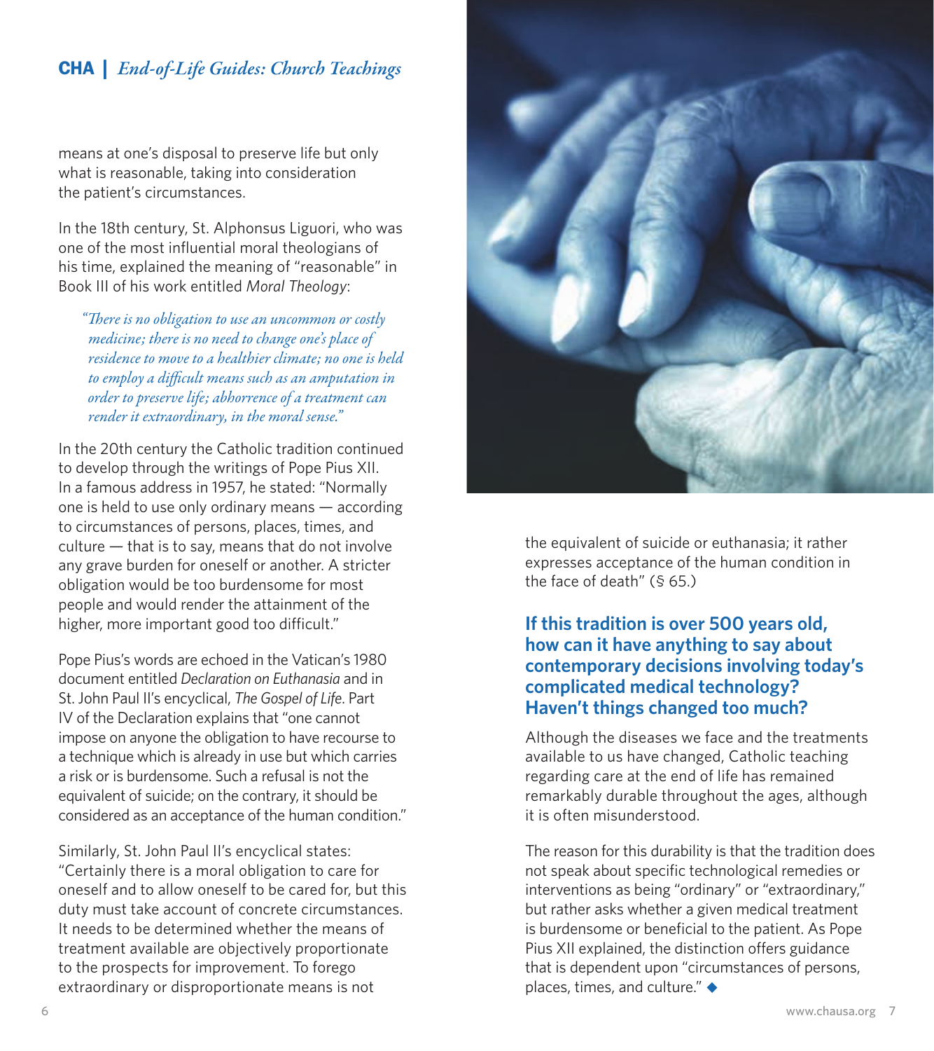means at one's disposal to preserve life but only what is reasonable, taking into consideration the patient's circumstances.

In the 18th century, St. Alphonsus Liguori, who was one of the most influential moral theologians of his time, explained the meaning of "reasonable" in Book III of his work entitled *Moral Theology*:

> *"There is no obligation to use an uncommon or costly medicine; there is no need to change one's place of residence to move to a healthier climate; no one is held to employ a difficult means such as an amputation in order to preserve life; abhorrence of a treatment can render it extraordinary, in the moral sense."*

In the 20th century the Catholic tradition continued to develop through the writings of Pope Pius XII. In a famous address in 1957, he stated: "Normally one is held to use only ordinary means — according to circumstances of persons, places, times, and culture — that is to say, means that do not involve any grave burden for oneself or another. A stricter obligation would be too burdensome for most people and would render the attainment of the higher, more important good too difficult."

Pope Pius's words are echoed in the Vatican's 1980 document entitled *Declaration on Euthanasia* and in St. John Paul II's encyclical, *The Gospel of Life*. Part IV of the Declaration explains that "one cannot impose on anyone the obligation to have recourse to a technique which is already in use but which carries a risk or is burdensome. Such a refusal is not the equivalent of suicide; on the contrary, it should be considered as an acceptance of the human condition."

Similarly, St. John Paul II's encyclical states: "Certainly there is a moral obligation to care for oneself and to allow oneself to be cared for, but this duty must take account of concrete circumstances. It needs to be determined whether the means of treatment available are objectively proportionate to the prospects for improvement. To forego extraordinary or disproportionate means is not the equivalent of suicide or euthanasia; it rather expresses acceptance of the human condition in the face of death" (§ 65.)

### If this tradition is over 500 years old, how can it have anything to say about contemporary decisions involving today's complicated medical technology? Haven't things changed too much?

Although the diseases we face and the treatments available to us have changed, Catholic teaching regarding care at the end of life has remained remarkably durable throughout the ages, although it is often misunderstood.

The reason for this durability is that the tradition does not speak about specific technological remedies or interventions as being "ordinary" or "extraordinary," but rather asks whether a given medical treatment is burdensome or beneficial to the patient. As Pope Pius XII explained, the distinction offers guidance that is dependent upon "circumstances of persons, places, times, and culture." ◆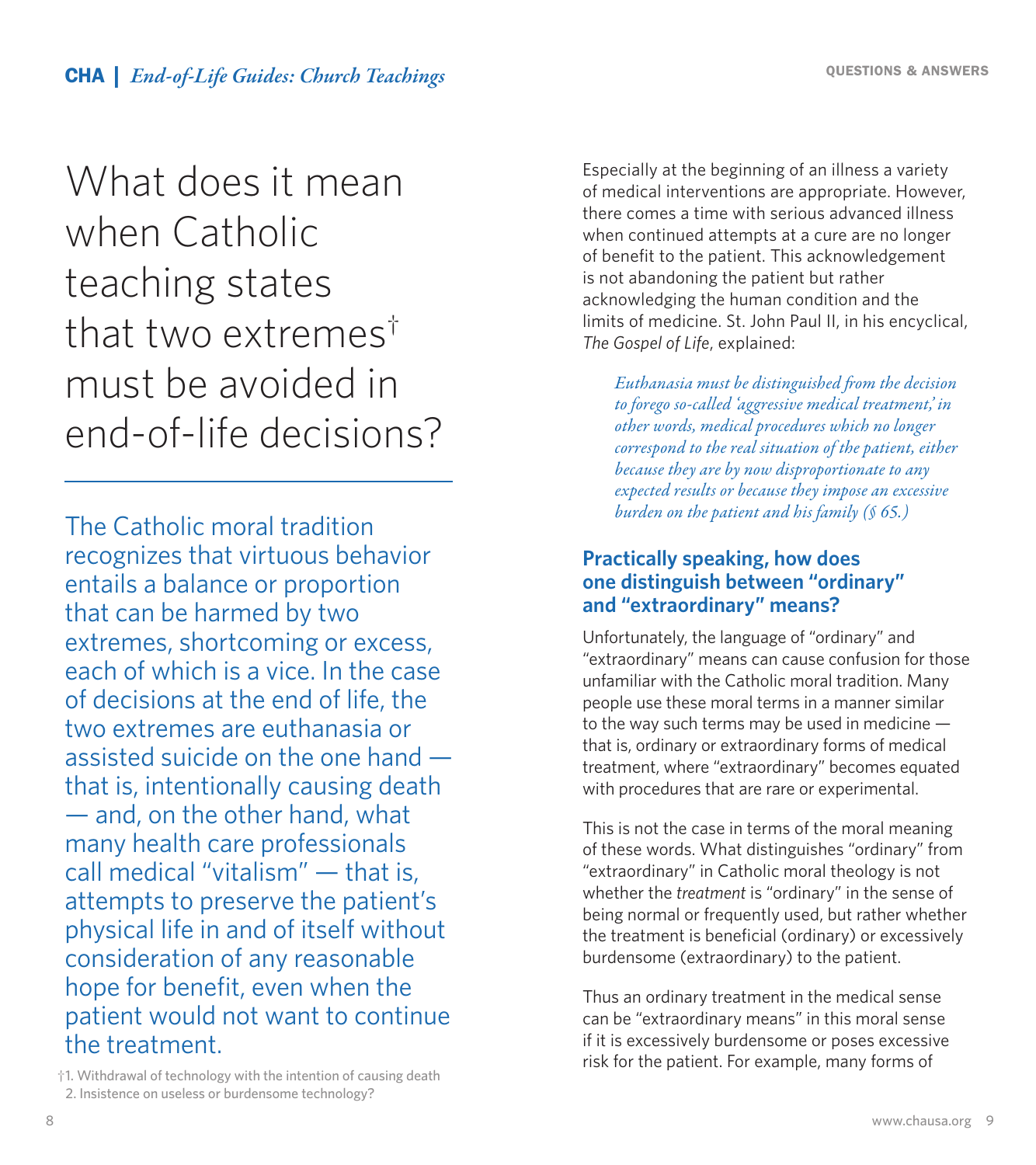# What does it mean when Catholic teaching states that two extremes† must be avoided in end-of-life decisions?

The Catholic moral tradition recognizes that virtuous behavior entails a balance or proportion that can be harmed by two extremes, shortcoming or excess, each of which is a vice. In the case of decisions at the end of life, the two extremes are euthanasia or assisted suicide on the one hand — that is, intentionally causing death — and, on the other hand, what many health care professionals call medical "vitalism" — that is, attempts to preserve the patient's physical life in and of itself without consideration of any reasonable hope for benefit, even when the patient would not want to continue the treatment.

†1. Withdrawal of technology with the intention of causing death
2. Insistence on useless or burdensome technology?

Especially at the beginning of an illness a variety of medical interventions are appropriate. However, there comes a time with serious advanced illness when continued attempts at a cure are no longer of benefit to the patient. This acknowledgement is not abandoning the patient but rather acknowledging the human condition and the limits of medicine. St. John Paul II, in his encyclical, *The Gospel of Life*, explained:

> *Euthanasia must be distinguished from the decision to forego so-called 'aggressive medical treatment,' in other words, medical procedures which no longer correspond to the real situation of the patient, either because they are by now disproportionate to any expected results or because they impose an excessive burden on the patient and his family (§ 65.)*

### Practically speaking, how does one distinguish between "ordinary" and "extraordinary" means?

Unfortunately, the language of "ordinary" and "extraordinary" means can cause confusion for those unfamiliar with the Catholic moral tradition. Many people use these moral terms in a manner similar to the way such terms may be used in medicine — that is, ordinary or extraordinary forms of medical treatment, where "extraordinary" becomes equated with procedures that are rare or experimental.

This is not the case in terms of the moral meaning of these words. What distinguishes "ordinary" from "extraordinary" in Catholic moral theology is not whether the *treatment* is "ordinary" in the sense of being normal or frequently used, but rather whether the treatment is beneficial (ordinary) or excessively burdensome (extraordinary) to the patient.

Thus an ordinary treatment in the medical sense can be "extraordinary means" in this moral sense if it is excessively burdensome or poses excessive risk for the patient. For example, many forms of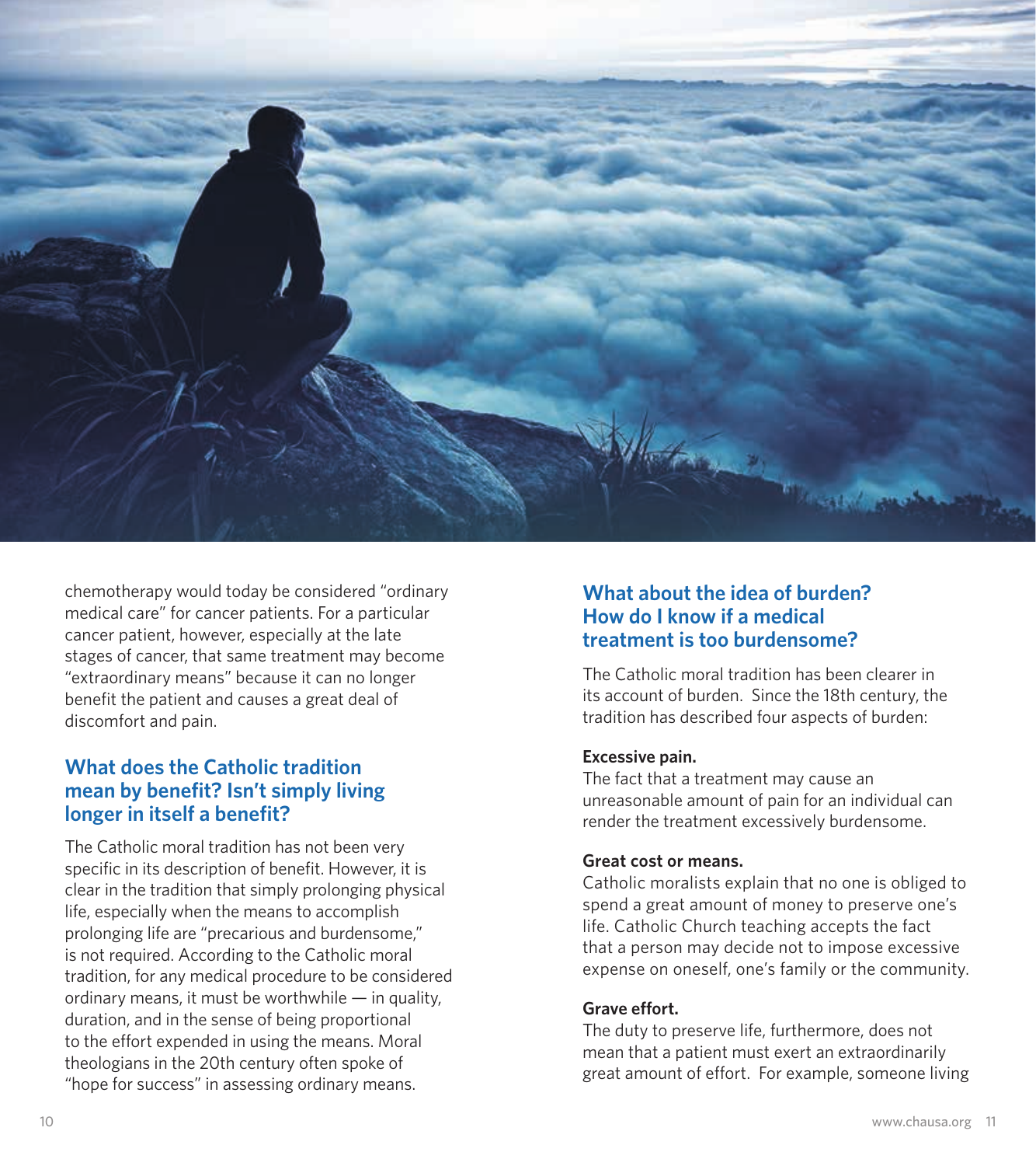chemotherapy would today be considered "ordinary medical care" for cancer patients. For a particular cancer patient, however, especially at the late stages of cancer, that same treatment may become "extraordinary means" because it can no longer benefit the patient and causes a great deal of discomfort and pain.

## What does the Catholic tradition mean by benefit? Isn't simply living longer in itself a benefit?

The Catholic moral tradition has not been very specific in its description of benefit. However, it is clear in the tradition that simply prolonging physical life, especially when the means to accomplish prolonging life are "precarious and burdensome," is not required. According to the Catholic moral tradition, for any medical procedure to be considered ordinary means, it must be worthwhile — in quality, duration, and in the sense of being proportional to the effort expended in using the means. Moral theologians in the 20th century often spoke of "hope for success" in assessing ordinary means.

## What about the idea of burden? How do I know if a medical treatment is too burdensome?

The Catholic moral tradition has been clearer in its account of burden. Since the 18th century, the tradition has described four aspects of burden:

**Excessive pain.**
The fact that a treatment may cause an unreasonable amount of pain for an individual can render the treatment excessively burdensome.

**Great cost or means.**
Catholic moralists explain that no one is obliged to spend a great amount of money to preserve one's life. Catholic Church teaching accepts the fact that a person may decide not to impose excessive expense on oneself, one's family or the community.

**Grave effort.**
The duty to preserve life, furthermore, does not mean that a patient must exert an extraordinarily great amount of effort. For example, someone living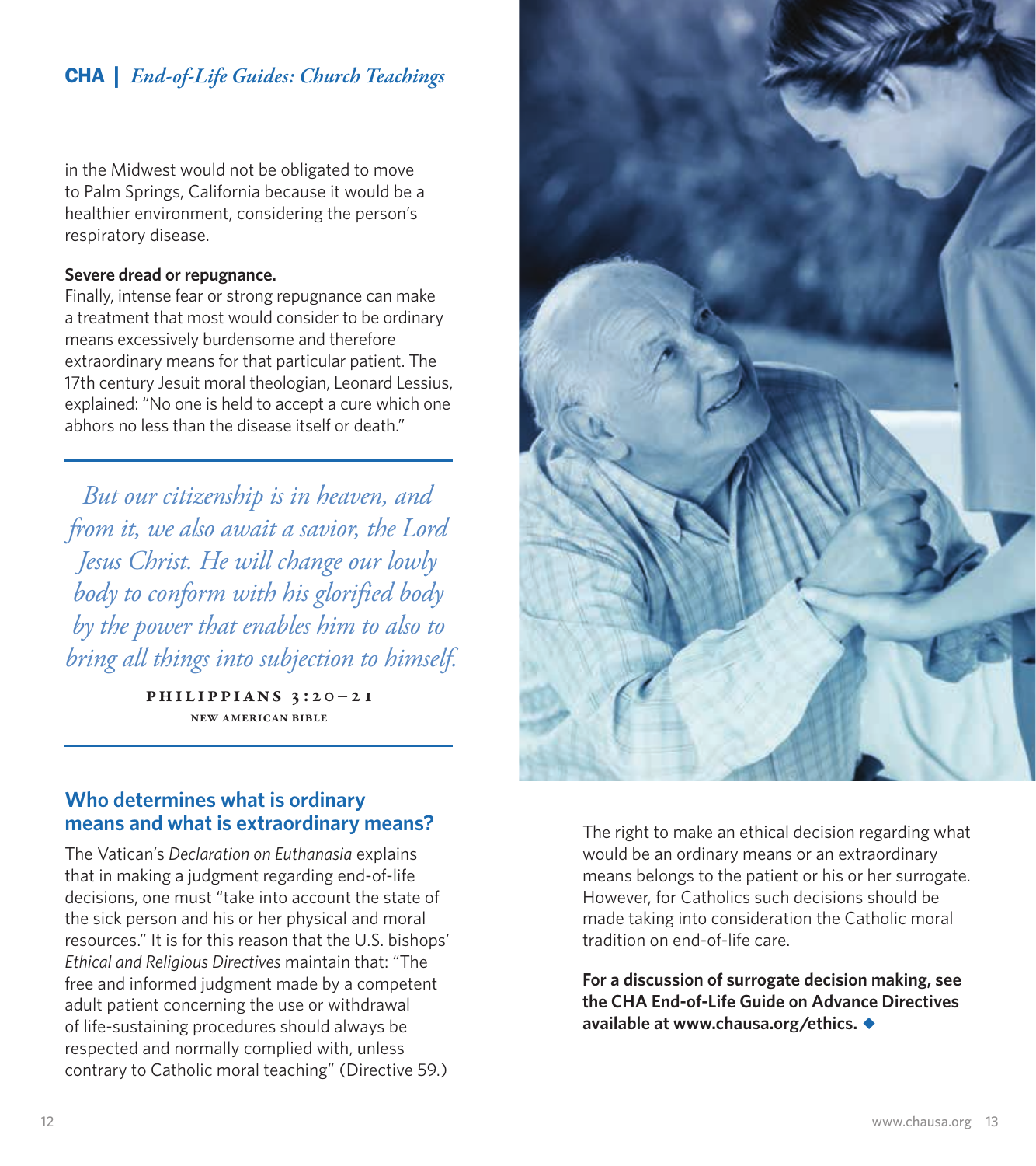in the Midwest would not be obligated to move to Palm Springs, California because it would be a healthier environment, considering the person's respiratory disease.

**Severe dread or repugnance.**
Finally, intense fear or strong repugnance can make a treatment that most would consider to be ordinary means excessively burdensome and therefore extraordinary means for that particular patient. The 17th century Jesuit moral theologian, Leonard Lessius, explained: "No one is held to accept a cure which one abhors no less than the disease itself or death."

> *But our citizenship is in heaven, and from it, we also await a savior, the Lord Jesus Christ. He will change our lowly body to conform with his glorified body by the power that enables him to also to bring all things into subjection to himself.*
>
> PHILIPPIANS 3:20–21
> NEW AMERICAN BIBLE

## Who determines what is ordinary means and what is extraordinary means?

The Vatican's *Declaration on Euthanasia* explains that in making a judgment regarding end-of-life decisions, one must "take into account the state of the sick person and his or her physical and moral resources." It is for this reason that the U.S. bishops' *Ethical and Religious Directives* maintain that: "The free and informed judgment made by a competent adult patient concerning the use or withdrawal of life-sustaining procedures should always be respected and normally complied with, unless contrary to Catholic moral teaching" (Directive 59.)

The right to make an ethical decision regarding what would be an ordinary means or an extraordinary means belongs to the patient or his or her surrogate. However, for Catholics such decisions should be made taking into consideration the Catholic moral tradition on end-of-life care.

**For a discussion of surrogate decision making, see the CHA End-of-Life Guide on Advance Directives available at www.chausa.org/ethics.** ◆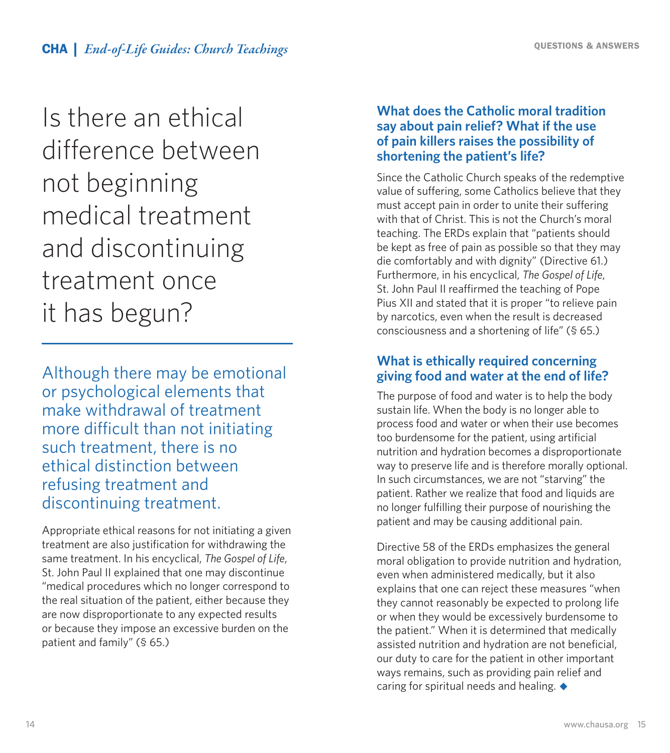# Is there an ethical difference between not beginning medical treatment and discontinuing treatment once it has begun?

Although there may be emotional or psychological elements that make withdrawal of treatment more difficult than not initiating such treatment, there is no ethical distinction between refusing treatment and discontinuing treatment.

Appropriate ethical reasons for not initiating a given treatment are also justification for withdrawing the same treatment. In his encyclical, *The Gospel of Life*, St. John Paul II explained that one may discontinue "medical procedures which no longer correspond to the real situation of the patient, either because they are now disproportionate to any expected results or because they impose an excessive burden on the patient and family" (§ 65.)

### What does the Catholic moral tradition say about pain relief? What if the use of pain killers raises the possibility of shortening the patient's life?

Since the Catholic Church speaks of the redemptive value of suffering, some Catholics believe that they must accept pain in order to unite their suffering with that of Christ. This is not the Church's moral teaching. The ERDs explain that "patients should be kept as free of pain as possible so that they may die comfortably and with dignity" (Directive 61.) Furthermore, in his encyclical, *The Gospel of Life*, St. John Paul II reaffirmed the teaching of Pope Pius XII and stated that it is proper "to relieve pain by narcotics, even when the result is decreased consciousness and a shortening of life" (§ 65.)

### What is ethically required concerning giving food and water at the end of life?

The purpose of food and water is to help the body sustain life. When the body is no longer able to process food and water or when their use becomes too burdensome for the patient, using artificial nutrition and hydration becomes a disproportionate way to preserve life and is therefore morally optional. In such circumstances, we are not "starving" the patient. Rather we realize that food and liquids are no longer fulfilling their purpose of nourishing the patient and may be causing additional pain.

Directive 58 of the ERDs emphasizes the general moral obligation to provide nutrition and hydration, even when administered medically, but it also explains that one can reject these measures "when they cannot reasonably be expected to prolong life or when they would be excessively burdensome to the patient." When it is determined that medically assisted nutrition and hydration are not beneficial, our duty to care for the patient in other important ways remains, such as providing pain relief and caring for spiritual needs and healing. ◆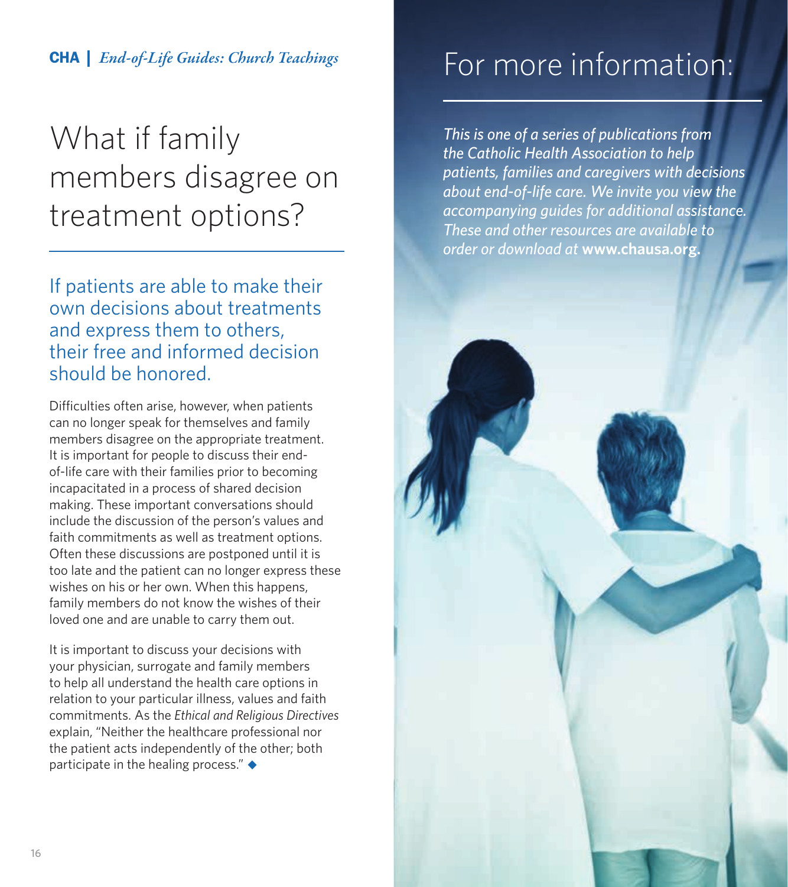# What if family members disagree on treatment options?

If patients are able to make their own decisions about treatments and express them to others, their free and informed decision should be honored.

Difficulties often arise, however, when patients can no longer speak for themselves and family members disagree on the appropriate treatment. It is important for people to discuss their end-of-life care with their families prior to becoming incapacitated in a process of shared decision making. These important conversations should include the discussion of the person's values and faith commitments as well as treatment options. Often these discussions are postponed until it is too late and the patient can no longer express these wishes on his or her own. When this happens, family members do not know the wishes of their loved one and are unable to carry them out.

It is important to discuss your decisions with your physician, surrogate and family members to help all understand the health care options in relation to your particular illness, values and faith commitments. As the *Ethical and Religious Directives* explain, "Neither the healthcare professional nor the patient acts independently of the other; both participate in the healing process." ◆

# For more information:

*This is one of a series of publications from the Catholic Health Association to help patients, families and caregivers with decisions about end-of-life care. We invite you view the accompanying guides for additional assistance. These and other resources are available to order or download at* **www.chausa.org.**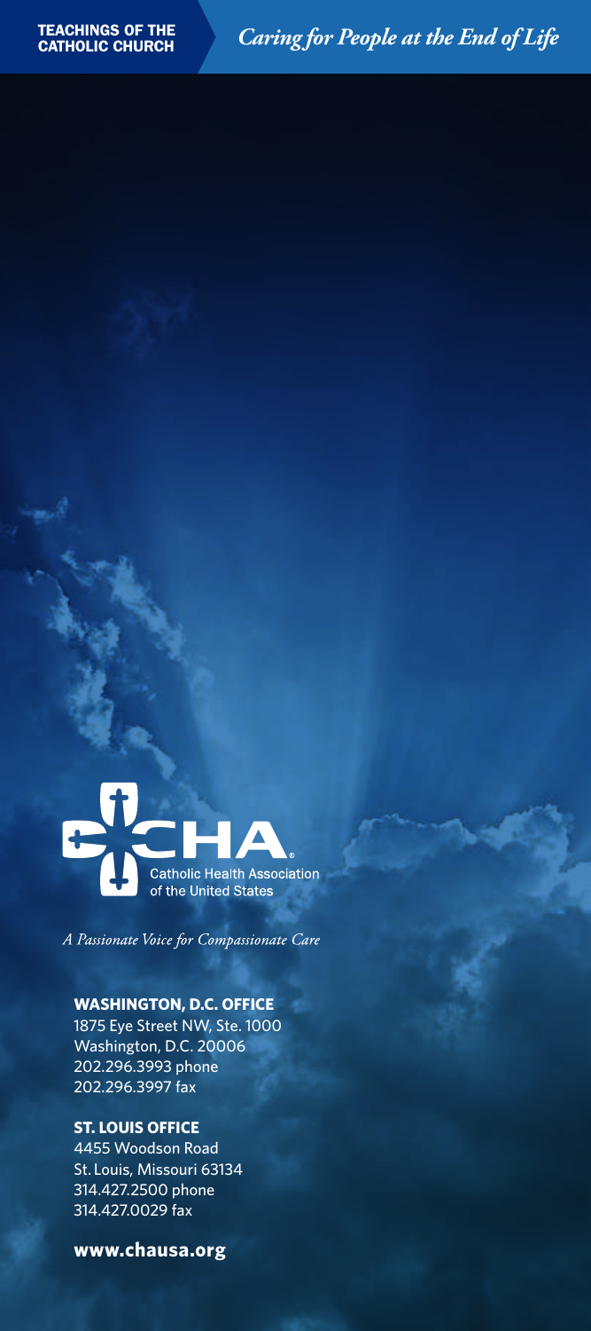TEACHINGS OF THE CATHOLIC CHURCH

*Caring for People at the End of Life*

CHA

Catholic Health Association of the United States

*A Passionate Voice for Compassionate Care*

**WASHINGTON, D.C. OFFICE**
1875 Eye Street NW, Ste. 1000
Washington, D.C. 20006
202.296.3993 phone
202.296.3997 fax

**ST. LOUIS OFFICE**
4455 Woodson Road
St. Louis, Missouri 63134
314.427.2500 phone
314.427.0029 fax

**www.chausa.org**